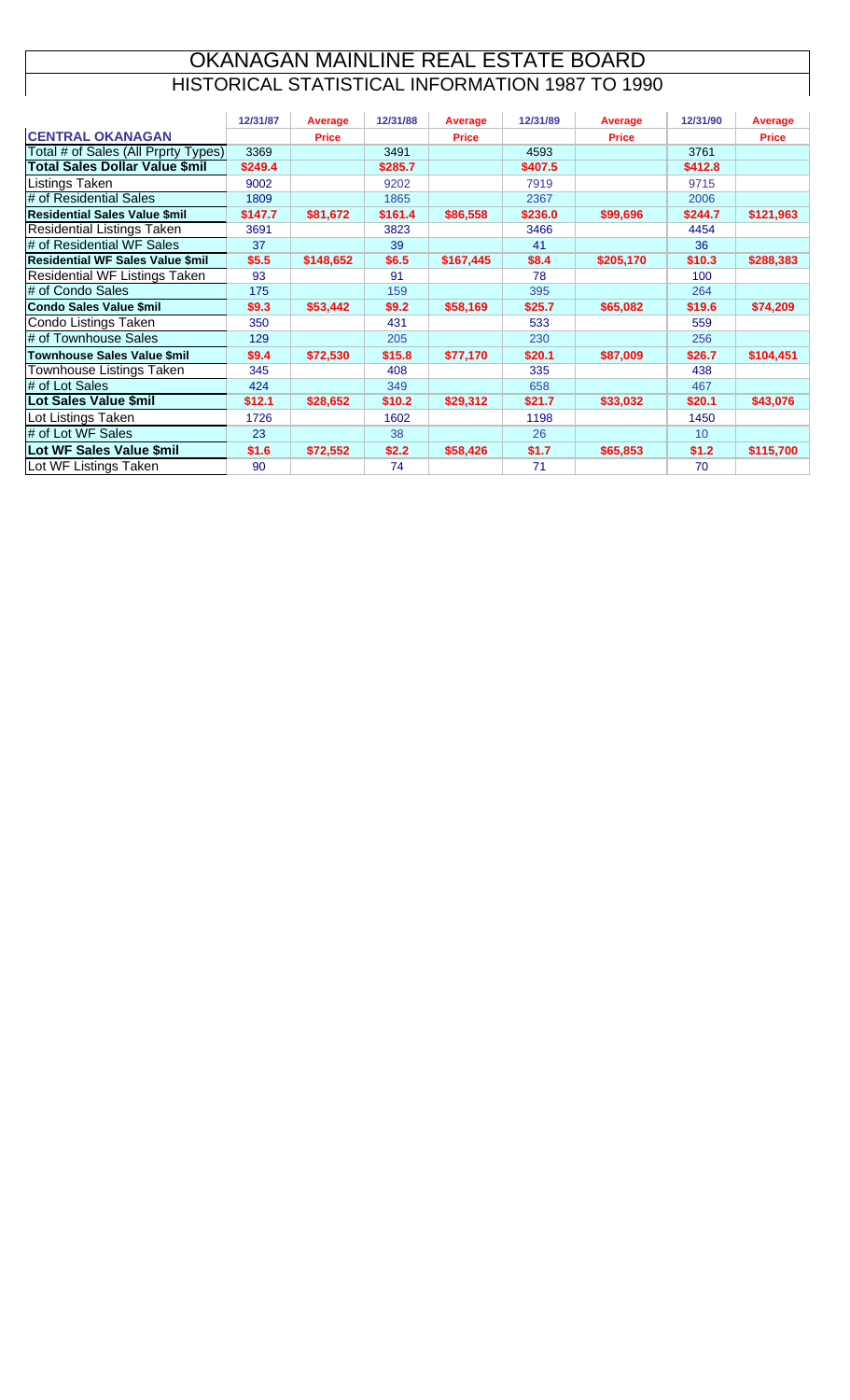# OKANAGAN MAINLINE REAL ESTATE BOARD

## HISTORICAL STATISTICAL INFORMATION 1987 TO 1990

| | 12/31/87 | Average | 12/31/88 | Average | 12/31/89 | Average | 12/31/90 | Average |
|---|---|---|---|---|---|---|---|---|
| **CENTRAL OKANAGAN** | | **Price** | | **Price** | | **Price** | | **Price** |
| Total # of Sales (All Prprty Types) | 3369 | | 3491 | | 4593 | | 3761 | |
| **Total Sales Dollar Value $mil** | **$249.4** | | **$285.7** | | **$407.5** | | **$412.8** | |
| Listings Taken | 9002 | | 9202 | | 7919 | | 9715 | |
| # of Residential Sales | 1809 | | 1865 | | 2367 | | 2006 | |
| **Residential Sales Value $mil** | **$147.7** | **$81,672** | **$161.4** | **$86,558** | **$236.0** | **$99,696** | **$244.7** | **$121,963** |
| Residential Listings Taken | 3691 | | 3823 | | 3466 | | 4454 | |
| # of Residential WF Sales | 37 | | 39 | | 41 | | 36 | |
| **Residential WF Sales Value $mil** | **$5.5** | **$148,652** | **$6.5** | **$167,445** | **$8.4** | **$205,170** | **$10.3** | **$288,383** |
| Residential WF Listings Taken | 93 | | 91 | | 78 | | 100 | |
| # of Condo Sales | 175 | | 159 | | 395 | | 264 | |
| **Condo Sales Value $mil** | **$9.3** | **$53,442** | **$9.2** | **$58,169** | **$25.7** | **$65,082** | **$19.6** | **$74,209** |
| Condo Listings Taken | 350 | | 431 | | 533 | | 559 | |
| # of Townhouse Sales | 129 | | 205 | | 230 | | 256 | |
| **Townhouse Sales Value $mil** | **$9.4** | **$72,530** | **$15.8** | **$77,170** | **$20.1** | **$87,009** | **$26.7** | **$104,451** |
| Townhouse Listings Taken | 345 | | 408 | | 335 | | 438 | |
| # of Lot Sales | 424 | | 349 | | 658 | | 467 | |
| **Lot Sales Value $mil** | **$12.1** | **$28,652** | **$10.2** | **$29,312** | **$21.7** | **$33,032** | **$20.1** | **$43,076** |
| Lot Listings Taken | 1726 | | 1602 | | 1198 | | 1450 | |
| # of Lot WF Sales | 23 | | 38 | | 26 | | 10 | |
| **Lot WF Sales Value $mil** | **$1.6** | **$72,552** | **$2.2** | **$58,426** | **$1.7** | **$65,853** | **$1.2** | **$115,700** |
| Lot WF Listings Taken | 90 | | 74 | | 71 | | 70 | |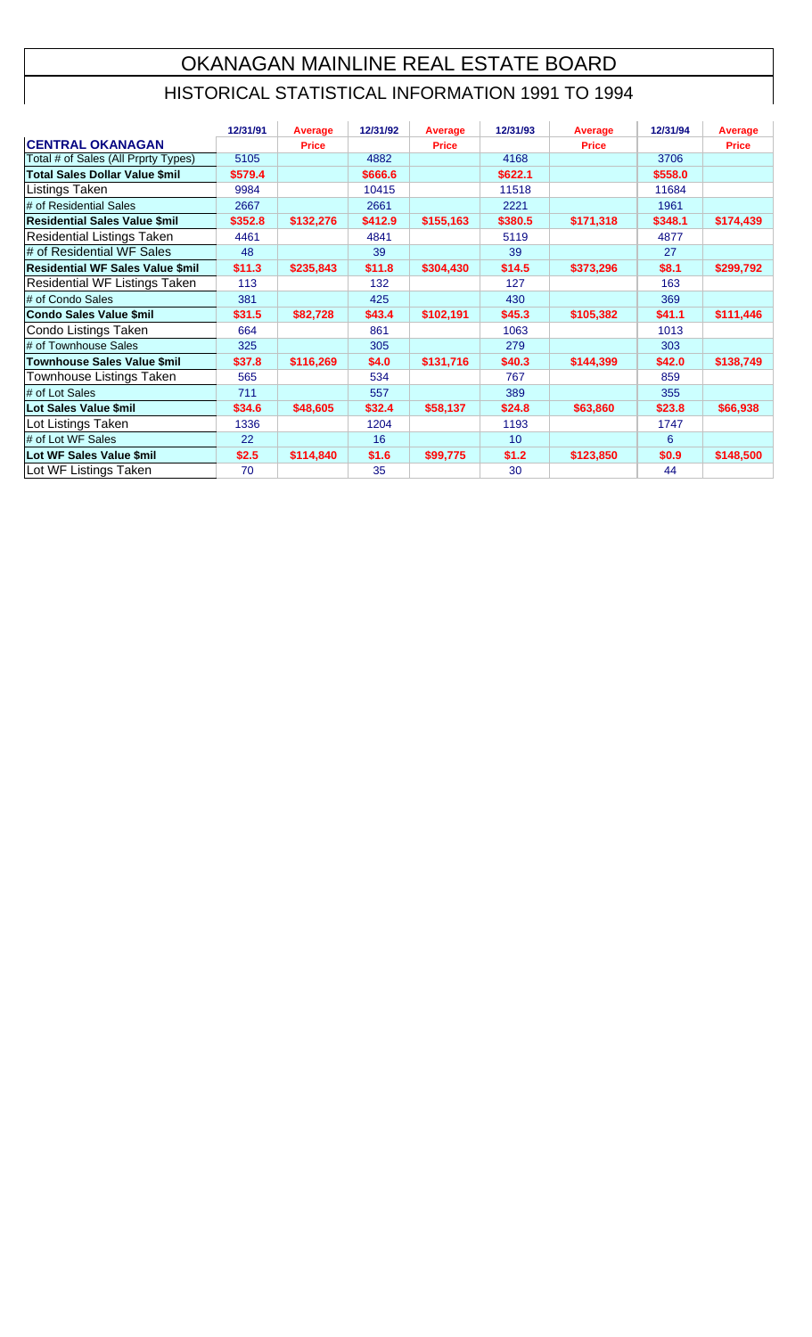# OKANAGAN MAINLINE REAL ESTATE BOARD

## HISTORICAL STATISTICAL INFORMATION 1991 TO 1994

| CENTRAL OKANAGAN | 12/31/91 | Average Price | 12/31/92 | Average Price | 12/31/93 | Average Price | 12/31/94 | Average Price |
|---|---|---|---|---|---|---|---|---|
| Total # of Sales (All Prprty Types) | 5105 | | 4882 | | 4168 | | 3706 | |
| **Total Sales Dollar Value $mil** | **$579.4** | | **$666.6** | | **$622.1** | | **$558.0** | |
| Listings Taken | 9984 | | 10415 | | 11518 | | 11684 | |
| # of Residential Sales | 2667 | | 2661 | | 2221 | | 1961 | |
| **Residential Sales Value $mil** | **$352.8** | **$132,276** | **$412.9** | **$155,163** | **$380.5** | **$171,318** | **$348.1** | **$174,439** |
| Residential Listings Taken | 4461 | | 4841 | | 5119 | | 4877 | |
| # of Residential WF Sales | 48 | | 39 | | 39 | | 27 | |
| **Residential WF Sales Value $mil** | **$11.3** | **$235,843** | **$11.8** | **$304,430** | **$14.5** | **$373,296** | **$8.1** | **$299,792** |
| Residential WF Listings Taken | 113 | | 132 | | 127 | | 163 | |
| # of Condo Sales | 381 | | 425 | | 430 | | 369 | |
| **Condo Sales Value $mil** | **$31.5** | **$82,728** | **$43.4** | **$102,191** | **$45.3** | **$105,382** | **$41.1** | **$111,446** |
| Condo Listings Taken | 664 | | 861 | | 1063 | | 1013 | |
| # of Townhouse Sales | 325 | | 305 | | 279 | | 303 | |
| **Townhouse Sales Value $mil** | **$37.8** | **$116,269** | **$4.0** | **$131,716** | **$40.3** | **$144,399** | **$42.0** | **$138,749** |
| Townhouse Listings Taken | 565 | | 534 | | 767 | | 859 | |
| # of Lot Sales | 711 | | 557 | | 389 | | 355 | |
| **Lot Sales Value $mil** | **$34.6** | **$48,605** | **$32.4** | **$58,137** | **$24.8** | **$63,860** | **$23.8** | **$66,938** |
| Lot Listings Taken | 1336 | | 1204 | | 1193 | | 1747 | |
| # of Lot WF Sales | 22 | | 16 | | 10 | | 6 | |
| **Lot WF Sales Value $mil** | **$2.5** | **$114,840** | **$1.6** | **$99,775** | **$1.2** | **$123,850** | **$0.9** | **$148,500** |
| Lot WF Listings Taken | 70 | | 35 | | 30 | | 44 | |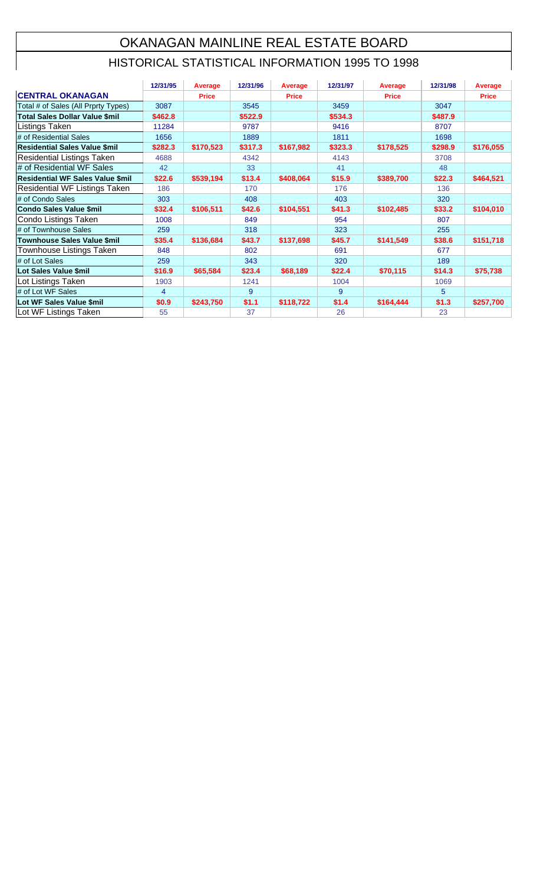# OKANAGAN MAINLINE REAL ESTATE BOARD

## HISTORICAL STATISTICAL INFORMATION 1995 TO 1998

| | 12/31/95 | Average | 12/31/96 | Average | 12/31/97 | Average | 12/31/98 | Average |
|---|---|---|---|---|---|---|---|---|
| **CENTRAL OKANAGAN** | | **Price** | | **Price** | | **Price** | | **Price** |
| Total # of Sales (All Prprty Types) | 3087 | | 3545 | | 3459 | | 3047 | |
| **Total Sales Dollar Value $mil** | **$462.8** | | **$522.9** | | **$534.3** | | **$487.9** | |
| Listings Taken | 11284 | | 9787 | | 9416 | | 8707 | |
| # of Residential Sales | 1656 | | 1889 | | 1811 | | 1698 | |
| **Residential Sales Value $mil** | **$282.3** | **$170,523** | **$317.3** | **$167,982** | **$323.3** | **$178,525** | **$298.9** | **$176,055** |
| Residential Listings Taken | 4688 | | 4342 | | 4143 | | 3708 | |
| # of Residential WF Sales | 42 | | 33 | | 41 | | 48 | |
| **Residential WF Sales Value $mil** | **$22.6** | **$539,194** | **$13.4** | **$408,064** | **$15.9** | **$389,700** | **$22.3** | **$464,521** |
| Residential WF Listings Taken | 186 | | 170 | | 176 | | 136 | |
| # of Condo Sales | 303 | | 408 | | 403 | | 320 | |
| **Condo Sales Value $mil** | **$32.4** | **$106,511** | **$42.6** | **$104,551** | **$41.3** | **$102,485** | **$33.2** | **$104,010** |
| Condo Listings Taken | 1008 | | 849 | | 954 | | 807 | |
| # of Townhouse Sales | 259 | | 318 | | 323 | | 255 | |
| **Townhouse Sales Value $mil** | **$35.4** | **$136,684** | **$43.7** | **$137,698** | **$45.7** | **$141,549** | **$38.6** | **$151,718** |
| Townhouse Listings Taken | 848 | | 802 | | 691 | | 677 | |
| # of Lot Sales | 259 | | 343 | | 320 | | 189 | |
| **Lot Sales Value $mil** | **$16.9** | **$65,584** | **$23.4** | **$68,189** | **$22.4** | **$70,115** | **$14.3** | **$75,738** |
| Lot Listings Taken | 1903 | | 1241 | | 1004 | | 1069 | |
| # of Lot WF Sales | 4 | | 9 | | 9 | | 5 | |
| **Lot WF Sales Value $mil** | **$0.9** | **$243,750** | **$1.1** | **$118,722** | **$1.4** | **$164,444** | **$1.3** | **$257,700** |
| Lot WF Listings Taken | 55 | | 37 | | 26 | | 23 | |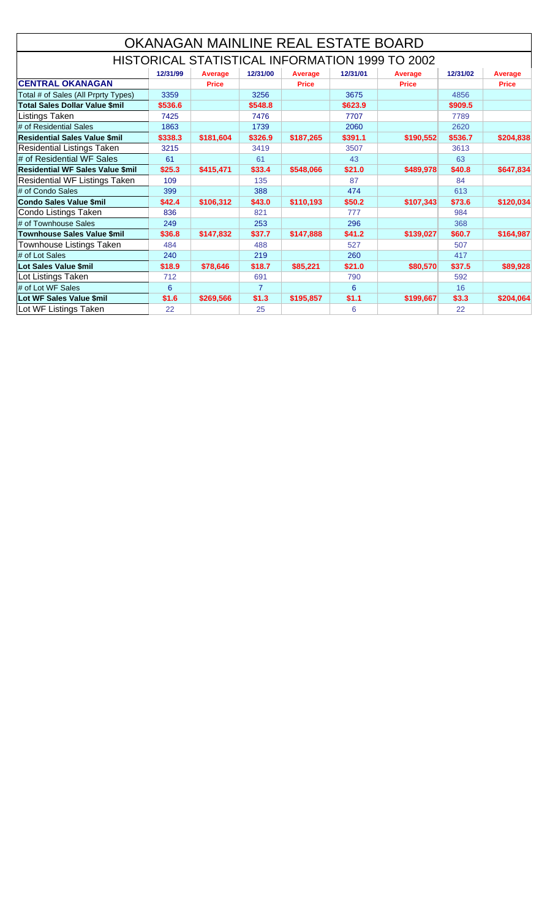# OKANAGAN MAINLINE REAL ESTATE BOARD

## HISTORICAL STATISTICAL INFORMATION 1999 TO 2002

| | 12/31/99 | Average Price | 12/31/00 | Average Price | 12/31/01 | Average Price | 12/31/02 | Average Price |
|---|---|---|---|---|---|---|---|---|
| **CENTRAL OKANAGAN** | | | | | | | | |
| Total # of Sales (All Prprty Types) | 3359 | | 3256 | | 3675 | | 4856 | |
| **Total Sales Dollar Value $mil** | **$536.6** | | **$548.8** | | **$623.9** | | **$909.5** | |
| Listings Taken | 7425 | | 7476 | | 7707 | | 7789 | |
| # of Residential Sales | 1863 | | 1739 | | 2060 | | 2620 | |
| **Residential Sales Value $mil** | **$338.3** | **$181,604** | **$326.9** | **$187,265** | **$391.1** | **$190,552** | **$536.7** | **$204,838** |
| Residential Listings Taken | 3215 | | 3419 | | 3507 | | 3613 | |
| # of Residential WF Sales | 61 | | 61 | | 43 | | 63 | |
| **Residential WF Sales Value $mil** | **$25.3** | **$415,471** | **$33.4** | **$548,066** | **$21.0** | **$489,978** | **$40.8** | **$647,834** |
| Residential WF Listings Taken | 109 | | 135 | | 87 | | 84 | |
| # of Condo Sales | 399 | | 388 | | 474 | | 613 | |
| **Condo Sales Value $mil** | **$42.4** | **$106,312** | **$43.0** | **$110,193** | **$50.2** | **$107,343** | **$73.6** | **$120,034** |
| Condo Listings Taken | 836 | | 821 | | 777 | | 984 | |
| # of Townhouse Sales | 249 | | 253 | | 296 | | 368 | |
| **Townhouse Sales Value $mil** | **$36.8** | **$147,832** | **$37.7** | **$147,888** | **$41.2** | **$139,027** | **$60.7** | **$164,987** |
| Townhouse Listings Taken | 484 | | 488 | | 527 | | 507 | |
| # of Lot Sales | 240 | | 219 | | 260 | | 417 | |
| **Lot Sales Value $mil** | **$18.9** | **$78,646** | **$18.7** | **$85,221** | **$21.0** | **$80,570** | **$37.5** | **$89,928** |
| Lot Listings Taken | 712 | | 691 | | 790 | | 592 | |
| # of Lot WF Sales | 6 | | 7 | | 6 | | 16 | |
| **Lot WF Sales Value $mil** | **$1.6** | **$269,566** | **$1.3** | **$195,857** | **$1.1** | **$199,667** | **$3.3** | **$204,064** |
| Lot WF Listings Taken | 22 | | 25 | | 6 | | 22 | |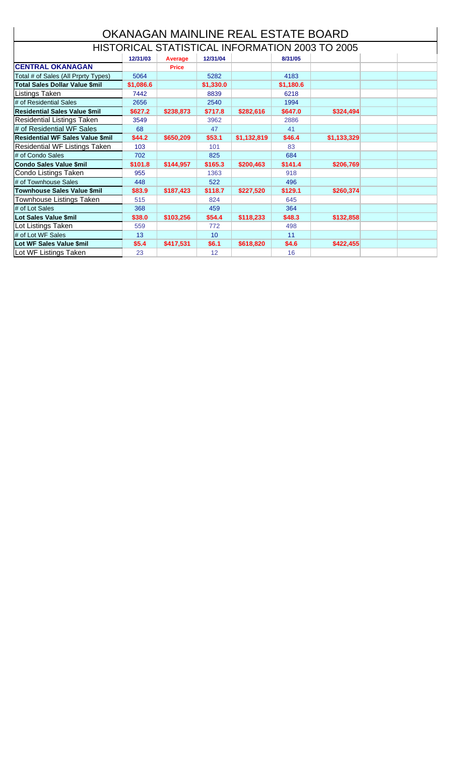# OKANAGAN MAINLINE REAL ESTATE BOARD

## HISTORICAL STATISTICAL INFORMATION 2003 TO 2005

| | 12/31/03 | Average | 12/31/04 | | 8/31/05 | | | |
|---|---|---|---|---|---|---|---|---|
| **CENTRAL OKANAGAN** | | **Price** | | | | | | |
| Total # of Sales (All Prprty Types) | 5064 | | 5282 | | 4183 | | | |
| **Total Sales Dollar Value $mil** | **$1,086.6** | | **$1,330.0** | | **$1,180.6** | | | |
| Listings Taken | 7442 | | 8839 | | 6218 | | | |
| # of Residential Sales | 2656 | | 2540 | | 1994 | | | |
| **Residential Sales Value $mil** | **$627.2** | **$238,873** | **$717.8** | **$282,616** | **$647.0** | **$324,494** | | |
| Residential Listings Taken | 3549 | | 3962 | | 2886 | | | |
| # of Residential WF Sales | 68 | | 47 | | 41 | | | |
| **Residential WF Sales Value $mil** | **$44.2** | **$650,209** | **$53.1** | **$1,132,819** | **$46.4** | **$1,133,329** | | |
| Residential WF Listings Taken | 103 | | 101 | | 83 | | | |
| # of Condo Sales | 702 | | 825 | | 684 | | | |
| **Condo Sales Value $mil** | **$101.8** | **$144,957** | **$165.3** | **$200,463** | **$141.4** | **$206,769** | | |
| Condo Listings Taken | 955 | | 1363 | | 918 | | | |
| # of Townhouse Sales | 448 | | 522 | | 496 | | | |
| **Townhouse Sales Value $mil** | **$83.9** | **$187,423** | **$118.7** | **$227,520** | **$129.1** | **$260,374** | | |
| Townhouse Listings Taken | 515 | | 824 | | 645 | | | |
| # of Lot Sales | 368 | | 459 | | 364 | | | |
| **Lot Sales Value $mil** | **$38.0** | **$103,256** | **$54.4** | **$118,233** | **$48.3** | **$132,858** | | |
| Lot Listings Taken | 559 | | 772 | | 498 | | | |
| # of Lot WF Sales | 13 | | 10 | | 11 | | | |
| **Lot WF Sales Value $mil** | **$5.4** | **$417,531** | **$6.1** | **$618,820** | **$4.6** | **$422,455** | | |
| Lot WF Listings Taken | 23 | | 12 | | 16 | | | |